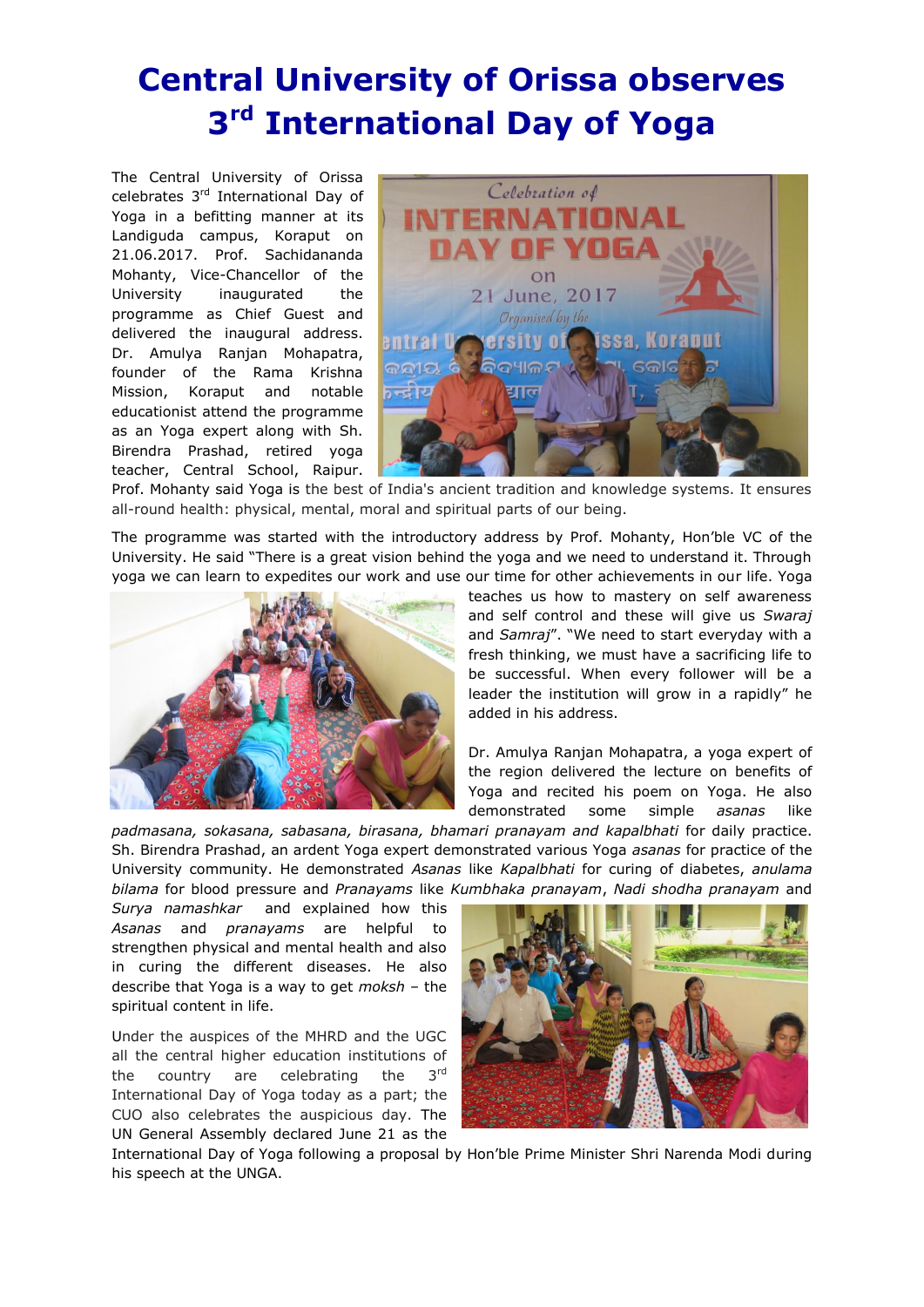# Central University of Orissa observes 3rd International Day of Yoga

The Central University of Orissa celebrates 3rd International Day of Yoga in a befitting manner at its Landiguda campus, Koraput on 21.06.2017. Prof. Sachidananda Mohanty, Vice-Chancellor of the University inaugurated the programme as Chief Guest and delivered the inaugural address. Dr. Amulya Ranjan Mohapatra, founder of the Rama Krishna Mission, Koraput and notable educationist attend the programme as an Yoga expert along with Sh. Birendra Prashad, retired yoga teacher, Central School, Raipur. Prof. Mohanty said Yoga is the best of India's ancient tradition and knowledge systems. It ensures all-round health: physical, mental, moral and spiritual parts of our being.

The programme was started with the introductory address by Prof. Mohanty, Hon'ble VC of the University. He said "There is a great vision behind the yoga and we need to understand it. Through yoga we can learn to expedites our work and use our time for other achievements in our life. Yoga teaches us how to mastery on self awareness and self control and these will give us *Swaraj* and *Samraj*". "We need to start everyday with a fresh thinking, we must have a sacrificing life to be successful. When every follower will be a leader the institution will grow in a rapidly" he added in his address.

Dr. Amulya Ranjan Mohapatra, a yoga expert of the region delivered the lecture on benefits of Yoga and recited his poem on Yoga. He also demonstrated some simple *asanas* like *padmasana, sokasana, sabasana, birasana, bhamari pranayam and kapalbhati* for daily practice. Sh. Birendra Prashad, an ardent Yoga expert demonstrated various Yoga *asanas* for practice of the University community. He demonstrated *Asanas* like *Kapalbhati* for curing of diabetes, *anulama bilama* for blood pressure and *Pranayams* like *Kumbhaka pranayam*, *Nadi shodha pranayam* and *Surya namashkar* and explained how this *Asanas* and *pranayams* are helpful to strengthen physical and mental health and also in curing the different diseases. He also describe that Yoga is a way to get *moksh* – the spiritual content in life.

Under the auspices of the MHRD and the UGC all the central higher education institutions of the country are celebrating the 3rd International Day of Yoga today as a part; the CUO also celebrates the auspicious day. The UN General Assembly declared June 21 as the International Day of Yoga following a proposal by Hon'ble Prime Minister Shri Narenda Modi during his speech at the UNGA.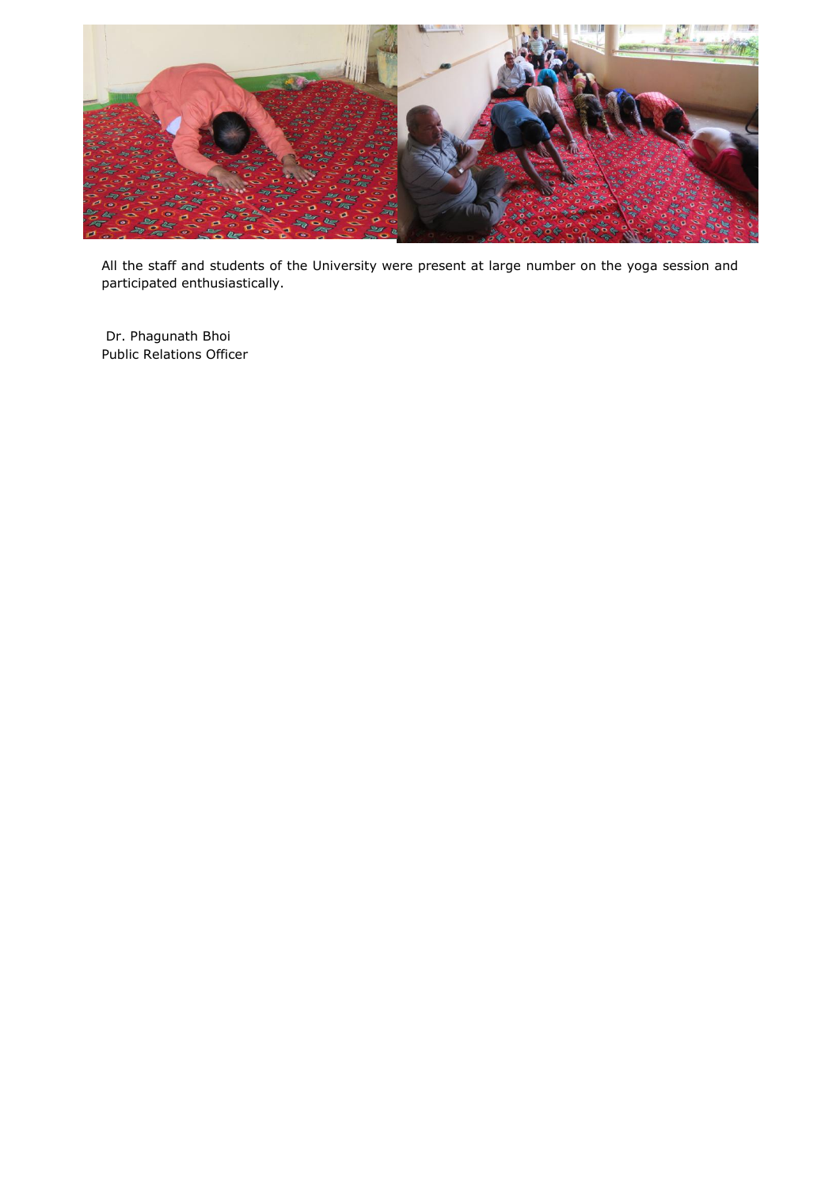All the staff and students of the University were present at large number on the yoga session and participated enthusiastically.

Dr. Phagunath Bhoi
Public Relations Officer